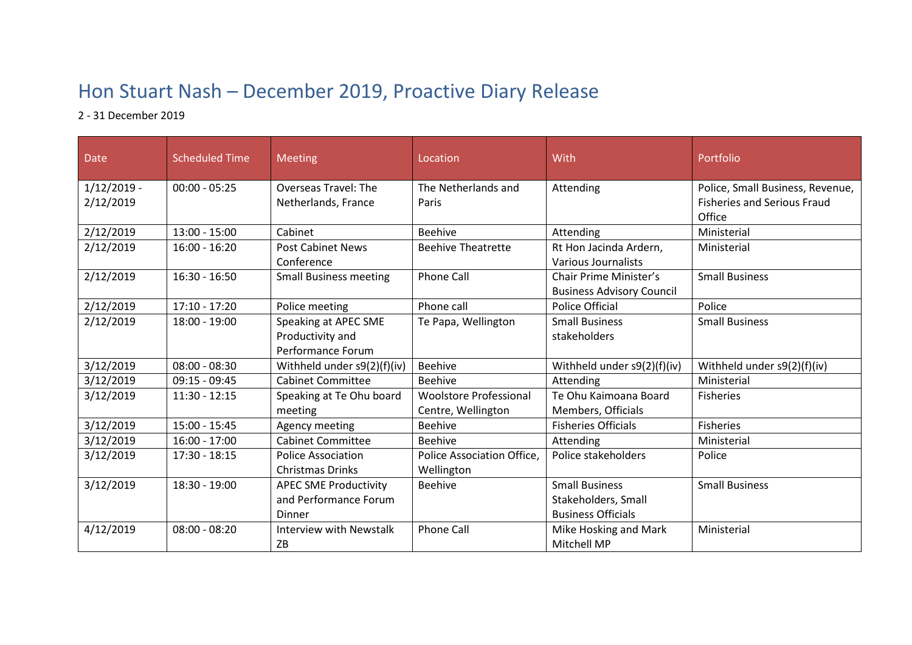# Hon Stuart Nash – December 2019, Proactive Diary Release

2 - 31 December 2019

| Date | Scheduled Time | Meeting | Location | With | Portfolio |
|---|---|---|---|---|---|
| 1/12/2019 - 2/12/2019 | 00:00 - 05:25 | Overseas Travel: The Netherlands, France | The Netherlands and Paris | Attending | Police, Small Business, Revenue, Fisheries and Serious Fraud Office |
| 2/12/2019 | 13:00 - 15:00 | Cabinet | Beehive | Attending | Ministerial |
| 2/12/2019 | 16:00 - 16:20 | Post Cabinet News Conference | Beehive Theatrette | Rt Hon Jacinda Ardern, Various Journalists | Ministerial |
| 2/12/2019 | 16:30 - 16:50 | Small Business meeting | Phone Call | Chair Prime Minister's Business Advisory Council | Small Business |
| 2/12/2019 | 17:10 - 17:20 | Police meeting | Phone call | Police Official | Police |
| 2/12/2019 | 18:00 - 19:00 | Speaking at APEC SME Productivity and Performance Forum | Te Papa, Wellington | Small Business stakeholders | Small Business |
| 3/12/2019 | 08:00 - 08:30 | Withheld under s9(2)(f)(iv) | Beehive | Withheld under s9(2)(f)(iv) | Withheld under s9(2)(f)(iv) |
| 3/12/2019 | 09:15 - 09:45 | Cabinet Committee | Beehive | Attending | Ministerial |
| 3/12/2019 | 11:30 - 12:15 | Speaking at Te Ohu board meeting | Woolstore Professional Centre, Wellington | Te Ohu Kaimoana Board Members, Officials | Fisheries |
| 3/12/2019 | 15:00 - 15:45 | Agency meeting | Beehive | Fisheries Officials | Fisheries |
| 3/12/2019 | 16:00 - 17:00 | Cabinet Committee | Beehive | Attending | Ministerial |
| 3/12/2019 | 17:30 - 18:15 | Police Association Christmas Drinks | Police Association Office, Wellington | Police stakeholders | Police |
| 3/12/2019 | 18:30 - 19:00 | APEC SME Productivity and Performance Forum Dinner | Beehive | Small Business Stakeholders, Small Business Officials | Small Business |
| 4/12/2019 | 08:00 - 08:20 | Interview with Newstalk ZB | Phone Call | Mike Hosking and Mark Mitchell MP | Ministerial |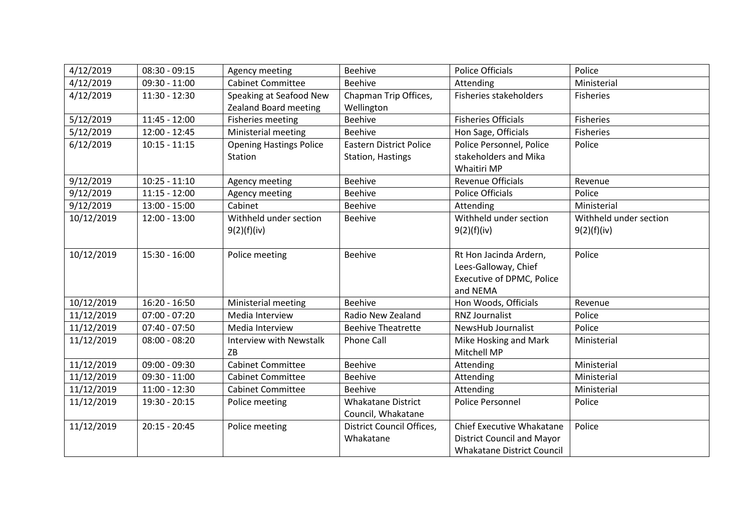| 4/12/2019 | 08:30 - 09:15 | Agency meeting | Beehive | Police Officials | Police |
|---|---|---|---|---|---|
| 4/12/2019 | 09:30 - 11:00 | Cabinet Committee | Beehive | Attending | Ministerial |
| 4/12/2019 | 11:30 - 12:30 | Speaking at Seafood New Zealand Board meeting | Chapman Trip Offices, Wellington | Fisheries stakeholders | Fisheries |
| 5/12/2019 | 11:45 - 12:00 | Fisheries meeting | Beehive | Fisheries Officials | Fisheries |
| 5/12/2019 | 12:00 - 12:45 | Ministerial meeting | Beehive | Hon Sage, Officials | Fisheries |
| 6/12/2019 | 10:15 - 11:15 | Opening Hastings Police Station | Eastern District Police Station, Hastings | Police Personnel, Police stakeholders and Mika Whaitiri MP | Police |
| 9/12/2019 | 10:25 - 11:10 | Agency meeting | Beehive | Revenue Officials | Revenue |
| 9/12/2019 | 11:15 - 12:00 | Agency meeting | Beehive | Police Officials | Police |
| 9/12/2019 | 13:00 - 15:00 | Cabinet | Beehive | Attending | Ministerial |
| 10/12/2019 | 12:00 - 13:00 | Withheld under section 9(2)(f)(iv) | Beehive | Withheld under section 9(2)(f)(iv) | Withheld under section 9(2)(f)(iv) |
| 10/12/2019 | 15:30 - 16:00 | Police meeting | Beehive | Rt Hon Jacinda Ardern, Lees-Galloway, Chief Executive of DPMC, Police and NEMA | Police |
| 10/12/2019 | 16:20 - 16:50 | Ministerial meeting | Beehive | Hon Woods, Officials | Revenue |
| 11/12/2019 | 07:00 - 07:20 | Media Interview | Radio New Zealand | RNZ Journalist | Police |
| 11/12/2019 | 07:40 - 07:50 | Media Interview | Beehive Theatrette | NewsHub Journalist | Police |
| 11/12/2019 | 08:00 - 08:20 | Interview with Newstalk ZB | Phone Call | Mike Hosking and Mark Mitchell MP | Ministerial |
| 11/12/2019 | 09:00 - 09:30 | Cabinet Committee | Beehive | Attending | Ministerial |
| 11/12/2019 | 09:30 - 11:00 | Cabinet Committee | Beehive | Attending | Ministerial |
| 11/12/2019 | 11:00 - 12:30 | Cabinet Committee | Beehive | Attending | Ministerial |
| 11/12/2019 | 19:30 - 20:15 | Police meeting | Whakatane District Council, Whakatane | Police Personnel | Police |
| 11/12/2019 | 20:15 - 20:45 | Police meeting | District Council Offices, Whakatane | Chief Executive Whakatane District Council and Mayor Whakatane District Council | Police |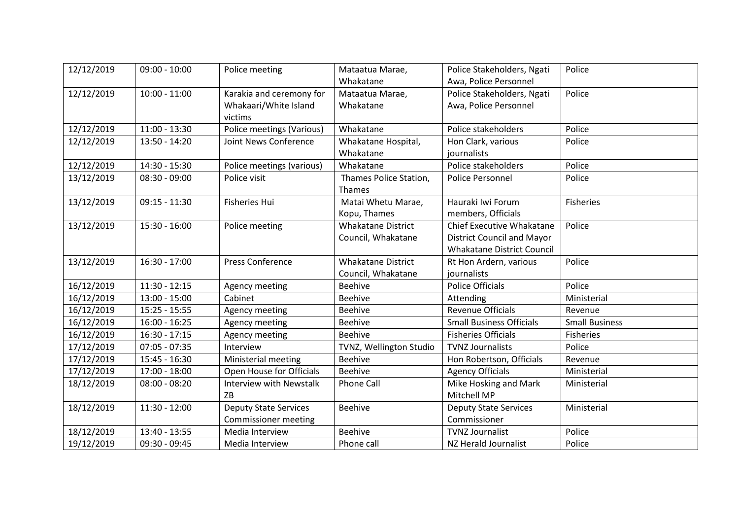| 12/12/2019 | 09:00 - 10:00 | Police meeting | Mataatua Marae, Whakatane | Police Stakeholders, Ngati Awa, Police Personnel | Police |
|---|---|---|---|---|---|
| 12/12/2019 | 10:00 - 11:00 | Karakia and ceremony for Whakaari/White Island victims | Mataatua Marae, Whakatane | Police Stakeholders, Ngati Awa, Police Personnel | Police |
| 12/12/2019 | 11:00 - 13:30 | Police meetings (Various) | Whakatane | Police stakeholders | Police |
| 12/12/2019 | 13:50 - 14:20 | Joint News Conference | Whakatane Hospital, Whakatane | Hon Clark, various journalists | Police |
| 12/12/2019 | 14:30 - 15:30 | Police meetings (various) | Whakatane | Police stakeholders | Police |
| 13/12/2019 | 08:30 - 09:00 | Police visit | Thames Police Station, Thames | Police Personnel | Police |
| 13/12/2019 | 09:15 - 11:30 | Fisheries Hui | Matai Whetu Marae, Kopu, Thames | Hauraki Iwi Forum members, Officials | Fisheries |
| 13/12/2019 | 15:30 - 16:00 | Police meeting | Whakatane District Council, Whakatane | Chief Executive Whakatane District Council and Mayor Whakatane District Council | Police |
| 13/12/2019 | 16:30 - 17:00 | Press Conference | Whakatane District Council, Whakatane | Rt Hon Ardern, various journalists | Police |
| 16/12/2019 | 11:30 - 12:15 | Agency meeting | Beehive | Police Officials | Police |
| 16/12/2019 | 13:00 - 15:00 | Cabinet | Beehive | Attending | Ministerial |
| 16/12/2019 | 15:25 - 15:55 | Agency meeting | Beehive | Revenue Officials | Revenue |
| 16/12/2019 | 16:00 - 16:25 | Agency meeting | Beehive | Small Business Officials | Small Business |
| 16/12/2019 | 16:30 - 17:15 | Agency meeting | Beehive | Fisheries Officials | Fisheries |
| 17/12/2019 | 07:05 - 07:35 | Interview | TVNZ, Wellington Studio | TVNZ Journalists | Police |
| 17/12/2019 | 15:45 - 16:30 | Ministerial meeting | Beehive | Hon Robertson, Officials | Revenue |
| 17/12/2019 | 17:00 - 18:00 | Open House for Officials | Beehive | Agency Officials | Ministerial |
| 18/12/2019 | 08:00 - 08:20 | Interview with Newstalk ZB | Phone Call | Mike Hosking and Mark Mitchell MP | Ministerial |
| 18/12/2019 | 11:30 - 12:00 | Deputy State Services Commissioner meeting | Beehive | Deputy State Services Commissioner | Ministerial |
| 18/12/2019 | 13:40 - 13:55 | Media Interview | Beehive | TVNZ Journalist | Police |
| 19/12/2019 | 09:30 - 09:45 | Media Interview | Phone call | NZ Herald Journalist | Police |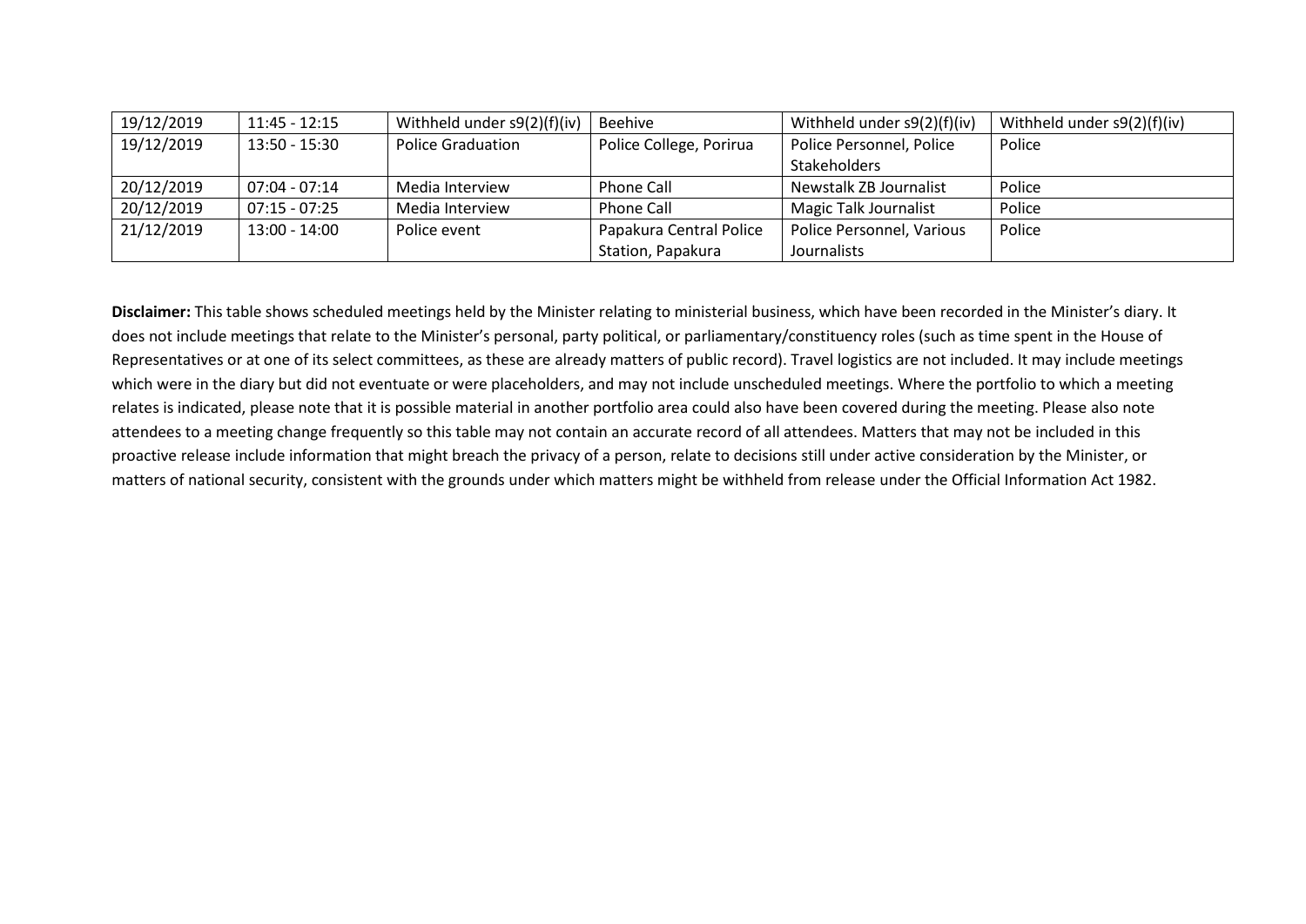| | | | | | |
|---|---|---|---|---|---|
| 19/12/2019 | 11:45 - 12:15 | Withheld under s9(2)(f)(iv) | Beehive | Withheld under s9(2)(f)(iv) | Withheld under s9(2)(f)(iv) |
| 19/12/2019 | 13:50 - 15:30 | Police Graduation | Police College, Porirua | Police Personnel, Police Stakeholders | Police |
| 20/12/2019 | 07:04 - 07:14 | Media Interview | Phone Call | Newstalk ZB Journalist | Police |
| 20/12/2019 | 07:15 - 07:25 | Media Interview | Phone Call | Magic Talk Journalist | Police |
| 21/12/2019 | 13:00 - 14:00 | Police event | Papakura Central Police Station, Papakura | Police Personnel, Various Journalists | Police |

**Disclaimer:** This table shows scheduled meetings held by the Minister relating to ministerial business, which have been recorded in the Minister's diary. It does not include meetings that relate to the Minister's personal, party political, or parliamentary/constituency roles (such as time spent in the House of Representatives or at one of its select committees, as these are already matters of public record). Travel logistics are not included. It may include meetings which were in the diary but did not eventuate or were placeholders, and may not include unscheduled meetings. Where the portfolio to which a meeting relates is indicated, please note that it is possible material in another portfolio area could also have been covered during the meeting. Please also note attendees to a meeting change frequently so this table may not contain an accurate record of all attendees. Matters that may not be included in this proactive release include information that might breach the privacy of a person, relate to decisions still under active consideration by the Minister, or matters of national security, consistent with the grounds under which matters might be withheld from release under the Official Information Act 1982.